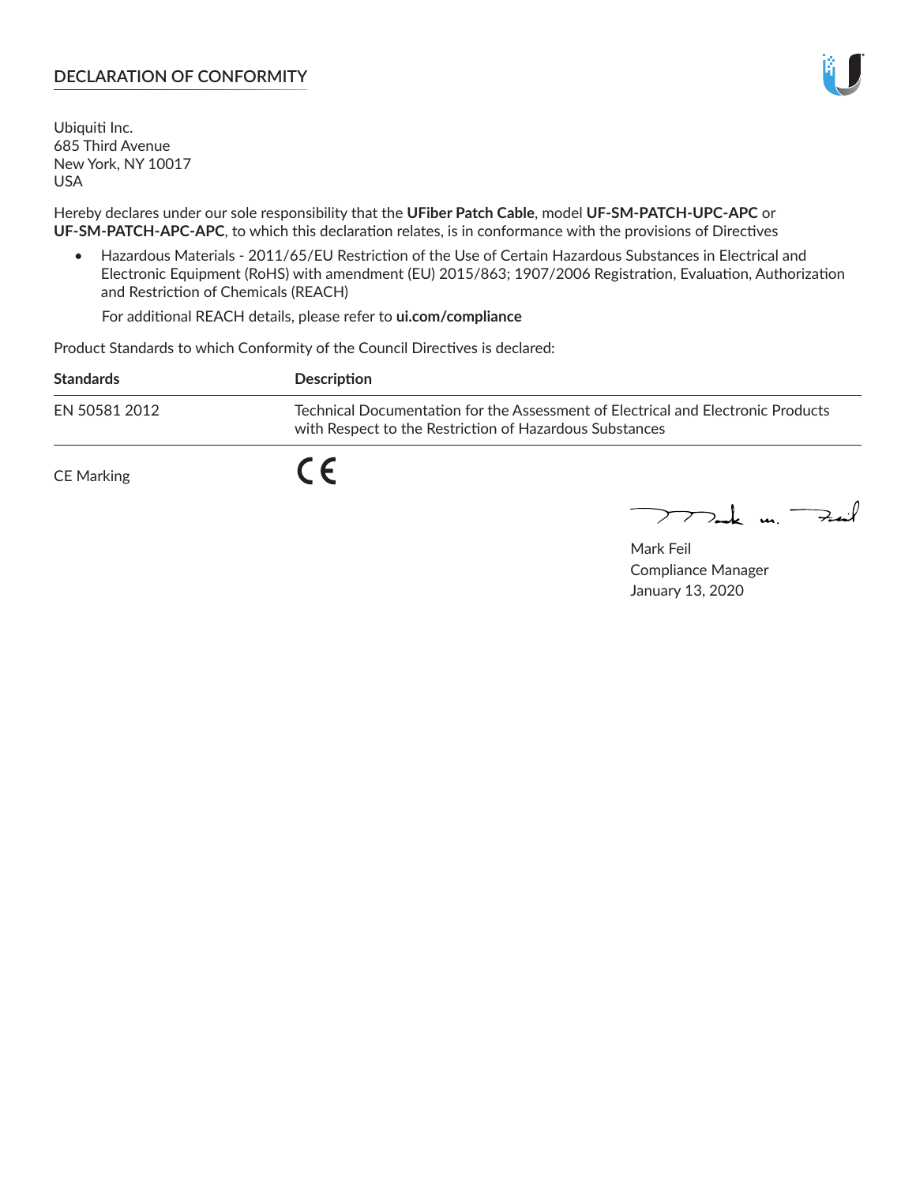## DECLARATION OF CONFORMITY

Ubiquiti Inc.
685 Third Avenue
New York, NY 10017
USA

Hereby declares under our sole responsibility that the **UFiber Patch Cable**, model **UF-SM-PATCH-UPC-APC** or **UF-SM-PATCH-APC-APC**, to which this declaration relates, is in conformance with the provisions of Directives

- Hazardous Materials - 2011/65/EU Restriction of the Use of Certain Hazardous Substances in Electrical and Electronic Equipment (RoHS) with amendment (EU) 2015/863; 1907/2006 Registration, Evaluation, Authorization and Restriction of Chemicals (REACH)

  For additional REACH details, please refer to **ui.com/compliance**

Product Standards to which Conformity of the Council Directives is declared:

| Standards | Description |
| --- | --- |
| EN 50581 2012 | Technical Documentation for the Assessment of Electrical and Electronic Products with Respect to the Restriction of Hazardous Substances |

CE Marking CE

Mark Feil
Compliance Manager
January 13, 2020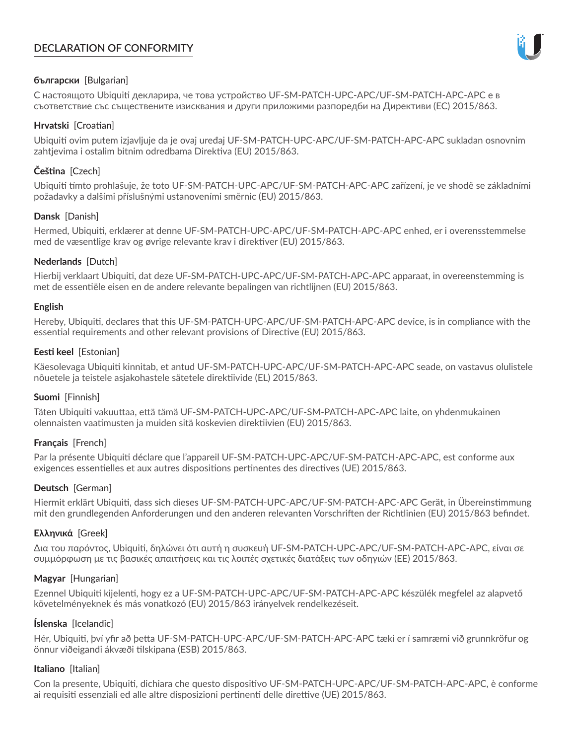# DECLARATION OF CONFORMITY

**български** [Bulgarian]

С настоящото Ubiquiti декларира, че това устройство UF-SM-PATCH-UPC-APC/UF-SM-PATCH-APC-APC е в съответствие със съществените изисквания и други приложими разпоредби на Директиви (ЕС) 2015/863.

**Hrvatski** [Croatian]

Ubiquiti ovim putem izjavljuje da je ovaj uređaj UF-SM-PATCH-UPC-APC/UF-SM-PATCH-APC-APC sukladan osnovnim zahtjevima i ostalim bitnim odredbama Direktiva (EU) 2015/863.

**Čeština** [Czech]

Ubiquiti tímto prohlašuje, že toto UF-SM-PATCH-UPC-APC/UF-SM-PATCH-APC-APC zařízení, je ve shodě se základními požadavky a dalšími příslušnými ustanoveními směrnic (EU) 2015/863.

**Dansk** [Danish]

Hermed, Ubiquiti, erklærer at denne UF-SM-PATCH-UPC-APC/UF-SM-PATCH-APC-APC enhed, er i overensstemmelse med de væsentlige krav og øvrige relevante krav i direktiver (EU) 2015/863.

**Nederlands** [Dutch]

Hierbij verklaart Ubiquiti, dat deze UF-SM-PATCH-UPC-APC/UF-SM-PATCH-APC-APC apparaat, in overeenstemming is met de essentiële eisen en de andere relevante bepalingen van richtlijnen (EU) 2015/863.

**English**

Hereby, Ubiquiti, declares that this UF-SM-PATCH-UPC-APC/UF-SM-PATCH-APC-APC device, is in compliance with the essential requirements and other relevant provisions of Directive (EU) 2015/863.

**Eesti keel** [Estonian]

Käesolevaga Ubiquiti kinnitab, et antud UF-SM-PATCH-UPC-APC/UF-SM-PATCH-APC-APC seade, on vastavus olulistele nõuetele ja teistele asjakohastele sätetele direktiivide (EL) 2015/863.

**Suomi** [Finnish]

Täten Ubiquiti vakuuttaa, että tämä UF-SM-PATCH-UPC-APC/UF-SM-PATCH-APC-APC laite, on yhdenmukainen olennaisten vaatimusten ja muiden sitä koskevien direktiivien (EU) 2015/863.

**Français** [French]

Par la présente Ubiquiti déclare que l'appareil UF-SM-PATCH-UPC-APC/UF-SM-PATCH-APC-APC, est conforme aux exigences essentielles et aux autres dispositions pertinentes des directives (UE) 2015/863.

**Deutsch** [German]

Hiermit erklärt Ubiquiti, dass sich dieses UF-SM-PATCH-UPC-APC/UF-SM-PATCH-APC-APC Gerät, in Übereinstimmung mit den grundlegenden Anforderungen und den anderen relevanten Vorschriften der Richtlinien (EU) 2015/863 befindet.

**Ελληνικά** [Greek]

Δια του παρόντος, Ubiquiti, δηλώνει ότι αυτή η συσκευή UF-SM-PATCH-UPC-APC/UF-SM-PATCH-APC-APC, είναι σε συμμόρφωση με τις βασικές απαιτήσεις και τις λοιπές σχετικές διατάξεις των οδηγιών (ΕΕ) 2015/863.

**Magyar** [Hungarian]

Ezennel Ubiquiti kijelenti, hogy ez a UF-SM-PATCH-UPC-APC/UF-SM-PATCH-APC-APC készülék megfelel az alapvető követelményeknek és más vonatkozó (EU) 2015/863 irányelvek rendelkezéseit.

**Íslenska** [Icelandic]

Hér, Ubiquiti, því yfir að þetta UF-SM-PATCH-UPC-APC/UF-SM-PATCH-APC-APC tæki er í samræmi við grunnkröfur og önnur viðeigandi ákvæði tilskipana (ESB) 2015/863.

**Italiano** [Italian]

Con la presente, Ubiquiti, dichiara che questo dispositivo UF-SM-PATCH-UPC-APC/UF-SM-PATCH-APC-APC, è conforme ai requisiti essenziali ed alle altre disposizioni pertinenti delle direttive (UE) 2015/863.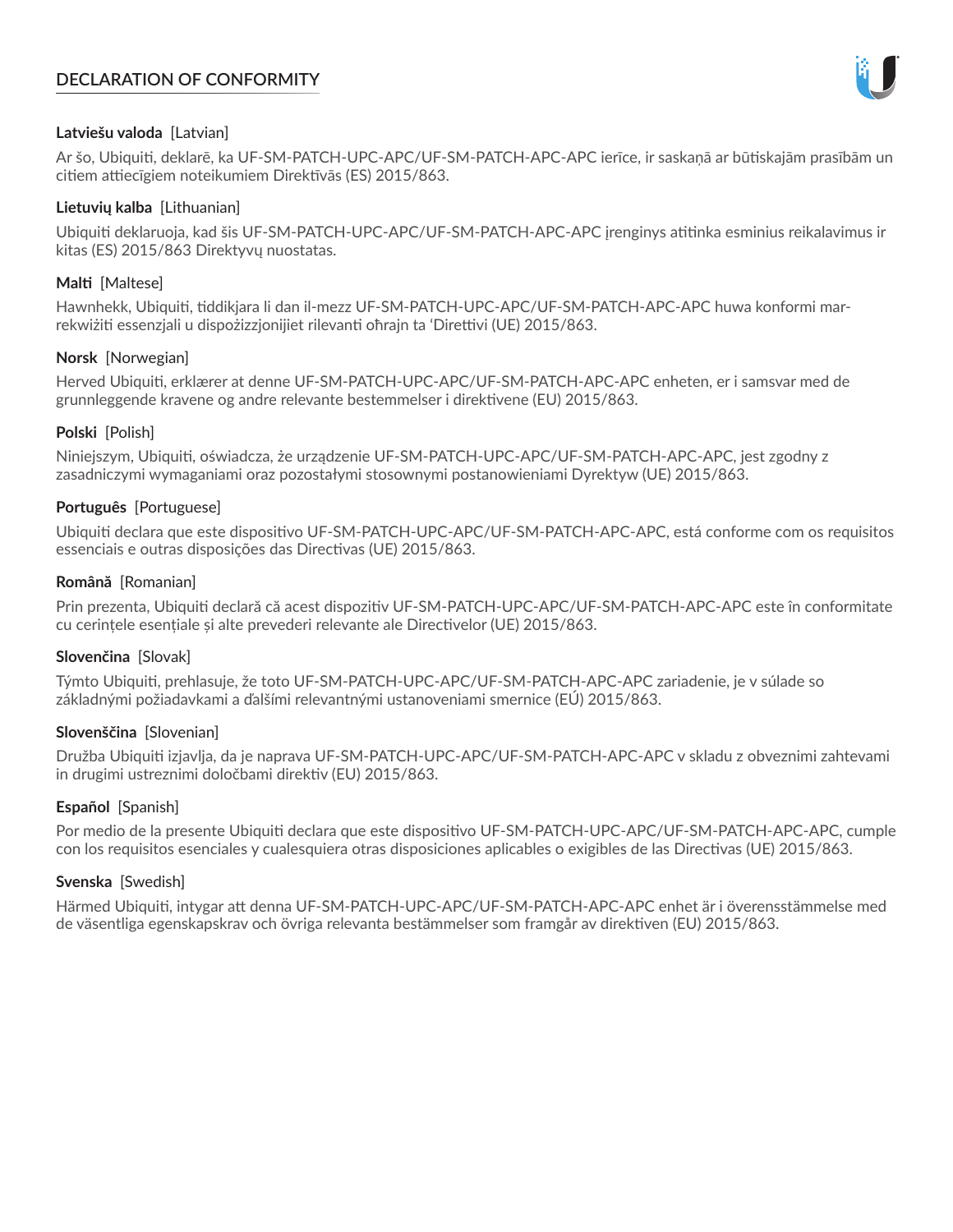# DECLARATION OF CONFORMITY

**Latviešu valoda** [Latvian]

Ar šo, Ubiquiti, deklarē, ka UF-SM-PATCH-UPC-APC/UF-SM-PATCH-APC-APC ierīce, ir saskaņā ar būtiskajām prasībām un citiem attiecīgiem noteikumiem Direktīvās (ES) 2015/863.

**Lietuvių kalba** [Lithuanian]

Ubiquiti deklaruoja, kad šis UF-SM-PATCH-UPC-APC/UF-SM-PATCH-APC-APC įrenginys atitinka esminius reikalavimus ir kitas (ES) 2015/863 Direktyvų nuostatas.

**Malti** [Maltese]

Hawnhekk, Ubiquiti, tiddikjara li dan il-mezz UF-SM-PATCH-UPC-APC/UF-SM-PATCH-APC-APC huwa konformi mar-rekwiżiti essenzjali u dispożizzjonijiet rilevanti oħrajn ta 'Direttivi (UE) 2015/863.

**Norsk** [Norwegian]

Herved Ubiquiti, erklærer at denne UF-SM-PATCH-UPC-APC/UF-SM-PATCH-APC-APC enheten, er i samsvar med de grunnleggende kravene og andre relevante bestemmelser i direktivene (EU) 2015/863.

**Polski** [Polish]

Niniejszym, Ubiquiti, oświadcza, że urządzenie UF-SM-PATCH-UPC-APC/UF-SM-PATCH-APC-APC, jest zgodny z zasadniczymi wymaganiami oraz pozostałymi stosownymi postanowieniami Dyrektyw (UE) 2015/863.

**Português** [Portuguese]

Ubiquiti declara que este dispositivo UF-SM-PATCH-UPC-APC/UF-SM-PATCH-APC-APC, está conforme com os requisitos essenciais e outras disposições das Directivas (UE) 2015/863.

**Română** [Romanian]

Prin prezenta, Ubiquiti declară că acest dispozitiv UF-SM-PATCH-UPC-APC/UF-SM-PATCH-APC-APC este în conformitate cu cerințele esențiale și alte prevederi relevante ale Directivelor (UE) 2015/863.

**Slovenčina** [Slovak]

Týmto Ubiquiti, prehlasuje, že toto UF-SM-PATCH-UPC-APC/UF-SM-PATCH-APC-APC zariadenie, je v súlade so základnými požiadavkami a ďalšími relevantnými ustanoveniami smernice (EÚ) 2015/863.

**Slovenščina** [Slovenian]

Družba Ubiquiti izjavlja, da je naprava UF-SM-PATCH-UPC-APC/UF-SM-PATCH-APC-APC v skladu z obveznimi zahtevami in drugimi ustreznimi določbami direktiv (EU) 2015/863.

**Español** [Spanish]

Por medio de la presente Ubiquiti declara que este dispositivo UF-SM-PATCH-UPC-APC/UF-SM-PATCH-APC-APC, cumple con los requisitos esenciales y cualesquiera otras disposiciones aplicables o exigibles de las Directivas (UE) 2015/863.

**Svenska** [Swedish]

Härmed Ubiquiti, intygar att denna UF-SM-PATCH-UPC-APC/UF-SM-PATCH-APC-APC enhet är i överensstämmelse med de väsentliga egenskapskrav och övriga relevanta bestämmelser som framgår av direktiven (EU) 2015/863.